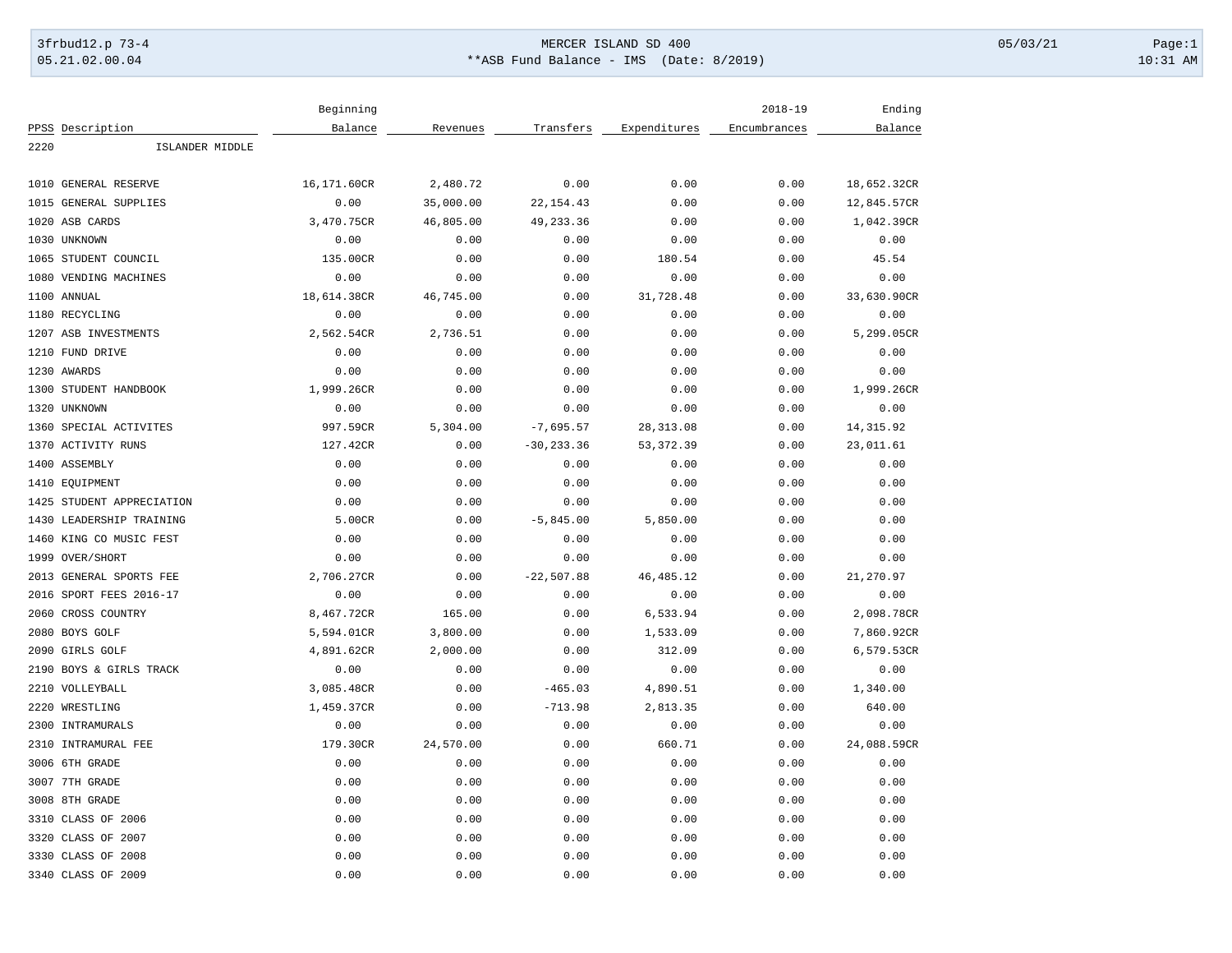MERCER ISLAND SD 400

**ASB Fund Balance - IMS (Date: 8/2019)

| PPSS | Description | Beginning Balance | Revenues | Transfers | Expenditures | 2018-19 Encumbrances | Ending Balance |
|---|---|---|---|---|---|---|---|
| 2220 | ISLANDER MIDDLE | | | | | | |
| 1010 | GENERAL RESERVE | 16,171.60CR | 2,480.72 | 0.00 | 0.00 | 0.00 | 18,652.32CR |
| 1015 | GENERAL SUPPLIES | 0.00 | 35,000.00 | 22,154.43 | 0.00 | 0.00 | 12,845.57CR |
| 1020 | ASB CARDS | 3,470.75CR | 46,805.00 | 49,233.36 | 0.00 | 0.00 | 1,042.39CR |
| 1030 | UNKNOWN | 0.00 | 0.00 | 0.00 | 0.00 | 0.00 | 0.00 |
| 1065 | STUDENT COUNCIL | 135.00CR | 0.00 | 0.00 | 180.54 | 0.00 | 45.54 |
| 1080 | VENDING MACHINES | 0.00 | 0.00 | 0.00 | 0.00 | 0.00 | 0.00 |
| 1100 | ANNUAL | 18,614.38CR | 46,745.00 | 0.00 | 31,728.48 | 0.00 | 33,630.90CR |
| 1180 | RECYCLING | 0.00 | 0.00 | 0.00 | 0.00 | 0.00 | 0.00 |
| 1207 | ASB INVESTMENTS | 2,562.54CR | 2,736.51 | 0.00 | 0.00 | 0.00 | 5,299.05CR |
| 1210 | FUND DRIVE | 0.00 | 0.00 | 0.00 | 0.00 | 0.00 | 0.00 |
| 1230 | AWARDS | 0.00 | 0.00 | 0.00 | 0.00 | 0.00 | 0.00 |
| 1300 | STUDENT HANDBOOK | 1,999.26CR | 0.00 | 0.00 | 0.00 | 0.00 | 1,999.26CR |
| 1320 | UNKNOWN | 0.00 | 0.00 | 0.00 | 0.00 | 0.00 | 0.00 |
| 1360 | SPECIAL ACTIVITES | 997.59CR | 5,304.00 | -7,695.57 | 28,313.08 | 0.00 | 14,315.92 |
| 1370 | ACTIVITY RUNS | 127.42CR | 0.00 | -30,233.36 | 53,372.39 | 0.00 | 23,011.61 |
| 1400 | ASSEMBLY | 0.00 | 0.00 | 0.00 | 0.00 | 0.00 | 0.00 |
| 1410 | EQUIPMENT | 0.00 | 0.00 | 0.00 | 0.00 | 0.00 | 0.00 |
| 1425 | STUDENT APPRECIATION | 0.00 | 0.00 | 0.00 | 0.00 | 0.00 | 0.00 |
| 1430 | LEADERSHIP TRAINING | 5.00CR | 0.00 | -5,845.00 | 5,850.00 | 0.00 | 0.00 |
| 1460 | KING CO MUSIC FEST | 0.00 | 0.00 | 0.00 | 0.00 | 0.00 | 0.00 |
| 1999 | OVER/SHORT | 0.00 | 0.00 | 0.00 | 0.00 | 0.00 | 0.00 |
| 2013 | GENERAL SPORTS FEE | 2,706.27CR | 0.00 | -22,507.88 | 46,485.12 | 0.00 | 21,270.97 |
| 2016 | SPORT FEES 2016-17 | 0.00 | 0.00 | 0.00 | 0.00 | 0.00 | 0.00 |
| 2060 | CROSS COUNTRY | 8,467.72CR | 165.00 | 0.00 | 6,533.94 | 0.00 | 2,098.78CR |
| 2080 | BOYS GOLF | 5,594.01CR | 3,800.00 | 0.00 | 1,533.09 | 0.00 | 7,860.92CR |
| 2090 | GIRLS GOLF | 4,891.62CR | 2,000.00 | 0.00 | 312.09 | 0.00 | 6,579.53CR |
| 2190 | BOYS & GIRLS TRACK | 0.00 | 0.00 | 0.00 | 0.00 | 0.00 | 0.00 |
| 2210 | VOLLEYBALL | 3,085.48CR | 0.00 | -465.03 | 4,890.51 | 0.00 | 1,340.00 |
| 2220 | WRESTLING | 1,459.37CR | 0.00 | -713.98 | 2,813.35 | 0.00 | 640.00 |
| 2300 | INTRAMURALS | 0.00 | 0.00 | 0.00 | 0.00 | 0.00 | 0.00 |
| 2310 | INTRAMURAL FEE | 179.30CR | 24,570.00 | 0.00 | 660.71 | 0.00 | 24,088.59CR |
| 3006 | 6TH GRADE | 0.00 | 0.00 | 0.00 | 0.00 | 0.00 | 0.00 |
| 3007 | 7TH GRADE | 0.00 | 0.00 | 0.00 | 0.00 | 0.00 | 0.00 |
| 3008 | 8TH GRADE | 0.00 | 0.00 | 0.00 | 0.00 | 0.00 | 0.00 |
| 3310 | CLASS OF 2006 | 0.00 | 0.00 | 0.00 | 0.00 | 0.00 | 0.00 |
| 3320 | CLASS OF 2007 | 0.00 | 0.00 | 0.00 | 0.00 | 0.00 | 0.00 |
| 3330 | CLASS OF 2008 | 0.00 | 0.00 | 0.00 | 0.00 | 0.00 | 0.00 |
| 3340 | CLASS OF 2009 | 0.00 | 0.00 | 0.00 | 0.00 | 0.00 | 0.00 |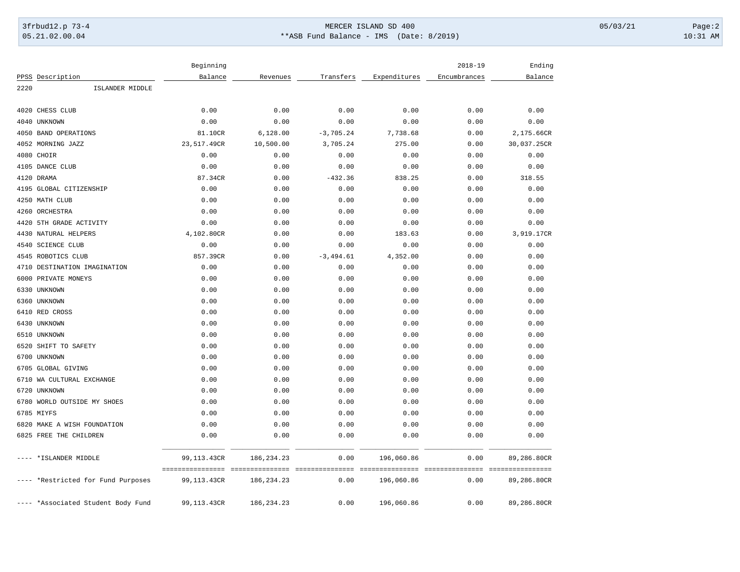| PPSS | Description | Beginning Balance | Revenues | Transfers | Expenditures | 2018-19 Encumbrances | Ending Balance |
|---|---|---|---|---|---|---|---|
| 2220 | ISLANDER MIDDLE | | | | | | |
| 4020 | CHESS CLUB | 0.00 | 0.00 | 0.00 | 0.00 | 0.00 | 0.00 |
| 4040 | UNKNOWN | 0.00 | 0.00 | 0.00 | 0.00 | 0.00 | 0.00 |
| 4050 | BAND OPERATIONS | 81.10CR | 6,128.00 | -3,705.24 | 7,738.68 | 0.00 | 2,175.66CR |
| 4052 | MORNING JAZZ | 23,517.49CR | 10,500.00 | 3,705.24 | 275.00 | 0.00 | 30,037.25CR |
| 4080 | CHOIR | 0.00 | 0.00 | 0.00 | 0.00 | 0.00 | 0.00 |
| 4105 | DANCE CLUB | 0.00 | 0.00 | 0.00 | 0.00 | 0.00 | 0.00 |
| 4120 | DRAMA | 87.34CR | 0.00 | -432.36 | 838.25 | 0.00 | 318.55 |
| 4195 | GLOBAL CITIZENSHIP | 0.00 | 0.00 | 0.00 | 0.00 | 0.00 | 0.00 |
| 4250 | MATH CLUB | 0.00 | 0.00 | 0.00 | 0.00 | 0.00 | 0.00 |
| 4260 | ORCHESTRA | 0.00 | 0.00 | 0.00 | 0.00 | 0.00 | 0.00 |
| 4420 | 5TH GRADE ACTIVITY | 0.00 | 0.00 | 0.00 | 0.00 | 0.00 | 0.00 |
| 4430 | NATURAL HELPERS | 4,102.80CR | 0.00 | 0.00 | 183.63 | 0.00 | 3,919.17CR |
| 4540 | SCIENCE CLUB | 0.00 | 0.00 | 0.00 | 0.00 | 0.00 | 0.00 |
| 4545 | ROBOTICS CLUB | 857.39CR | 0.00 | -3,494.61 | 4,352.00 | 0.00 | 0.00 |
| 4710 | DESTINATION IMAGINATION | 0.00 | 0.00 | 0.00 | 0.00 | 0.00 | 0.00 |
| 6000 | PRIVATE MONEYS | 0.00 | 0.00 | 0.00 | 0.00 | 0.00 | 0.00 |
| 6330 | UNKNOWN | 0.00 | 0.00 | 0.00 | 0.00 | 0.00 | 0.00 |
| 6360 | UNKNOWN | 0.00 | 0.00 | 0.00 | 0.00 | 0.00 | 0.00 |
| 6410 | RED CROSS | 0.00 | 0.00 | 0.00 | 0.00 | 0.00 | 0.00 |
| 6430 | UNKNOWN | 0.00 | 0.00 | 0.00 | 0.00 | 0.00 | 0.00 |
| 6510 | UNKNOWN | 0.00 | 0.00 | 0.00 | 0.00 | 0.00 | 0.00 |
| 6520 | SHIFT TO SAFETY | 0.00 | 0.00 | 0.00 | 0.00 | 0.00 | 0.00 |
| 6700 | UNKNOWN | 0.00 | 0.00 | 0.00 | 0.00 | 0.00 | 0.00 |
| 6705 | GLOBAL GIVING | 0.00 | 0.00 | 0.00 | 0.00 | 0.00 | 0.00 |
| 6710 | WA CULTURAL EXCHANGE | 0.00 | 0.00 | 0.00 | 0.00 | 0.00 | 0.00 |
| 6720 | UNKNOWN | 0.00 | 0.00 | 0.00 | 0.00 | 0.00 | 0.00 |
| 6780 | WORLD OUTSIDE MY SHOES | 0.00 | 0.00 | 0.00 | 0.00 | 0.00 | 0.00 |
| 6785 | MIYFS | 0.00 | 0.00 | 0.00 | 0.00 | 0.00 | 0.00 |
| 6820 | MAKE A WISH FOUNDATION | 0.00 | 0.00 | 0.00 | 0.00 | 0.00 | 0.00 |
| 6825 | FREE THE CHILDREN | 0.00 | 0.00 | 0.00 | 0.00 | 0.00 | 0.00 |
| ---- | *ISLANDER MIDDLE | 99,113.43CR | 186,234.23 | 0.00 | 196,060.86 | 0.00 | 89,286.80CR |
| ---- | *Restricted for Fund Purposes | 99,113.43CR | 186,234.23 | 0.00 | 196,060.86 | 0.00 | 89,286.80CR |
| ---- | *Associated Student Body Fund | 99,113.43CR | 186,234.23 | 0.00 | 196,060.86 | 0.00 | 89,286.80CR |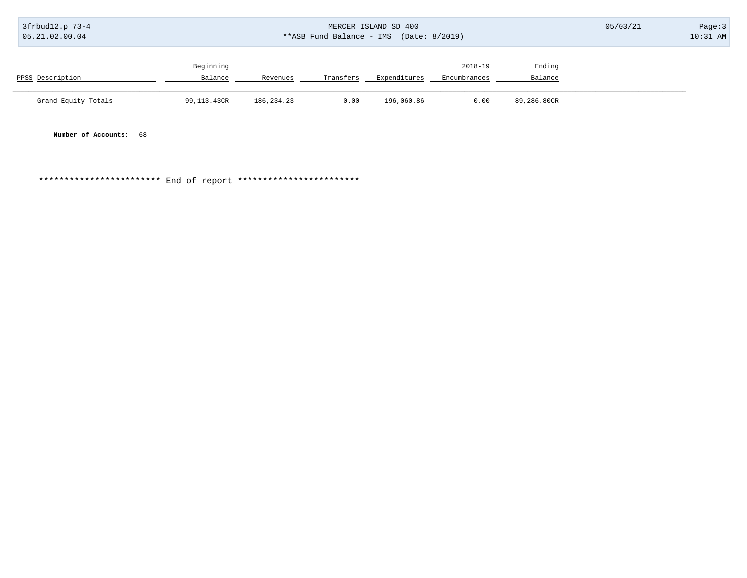| PPSS | Description | Beginning Balance | Revenues | Transfers | Expenditures | 2018-19 Encumbrances | Ending Balance |
|---|---|---|---|---|---|---|---|
| | Grand Equity Totals | 99,113.43CR | 186,234.23 | 0.00 | 196,060.86 | 0.00 | 89,286.80CR |

**Number of Accounts:** 68

************************ End of report ************************